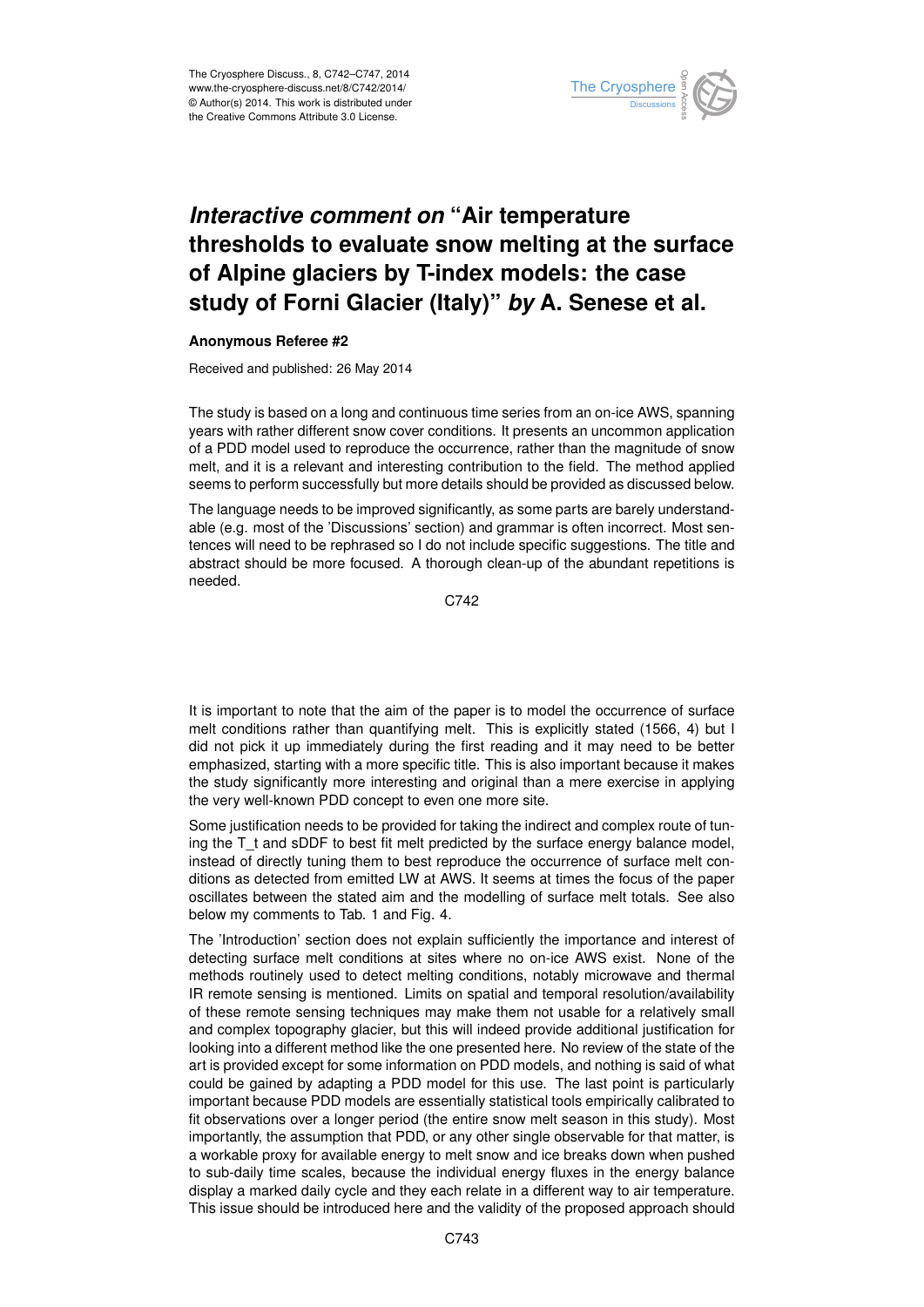# *Interactive comment on* "Air temperature thresholds to evaluate snow melting at the surface of Alpine glaciers by T-index models: the case study of Forni Glacier (Italy)" *by* A. Senese et al.

**Anonymous Referee #2**

Received and published: 26 May 2014

The study is based on a long and continuous time series from an on-ice AWS, spanning years with rather different snow cover conditions. It presents an uncommon application of a PDD model used to reproduce the occurrence, rather than the magnitude of snow melt, and it is a relevant and interesting contribution to the field. The method applied seems to perform successfully but more details should be provided as discussed below.

The language needs to be improved significantly, as some parts are barely understandable (e.g. most of the 'Discussions' section) and grammar is often incorrect. Most sentences will need to be rephrased so I do not include specific suggestions. The title and abstract should be more focused. A thorough clean-up of the abundant repetitions is needed.

It is important to note that the aim of the paper is to model the occurrence of surface melt conditions rather than quantifying melt. This is explicitly stated (1566, 4) but I did not pick it up immediately during the first reading and it may need to be better emphasized, starting with a more specific title. This is also important because it makes the study significantly more interesting and original than a mere exercise in applying the very well-known PDD concept to even one more site.

Some justification needs to be provided for taking the indirect and complex route of tuning the T_t and sDDF to best fit melt predicted by the surface energy balance model, instead of directly tuning them to best reproduce the occurrence of surface melt conditions as detected from emitted LW at AWS. It seems at times the focus of the paper oscillates between the stated aim and the modelling of surface melt totals. See also below my comments to Tab. 1 and Fig. 4.

The 'Introduction' section does not explain sufficiently the importance and interest of detecting surface melt conditions at sites where no on-ice AWS exist. None of the methods routinely used to detect melting conditions, notably microwave and thermal IR remote sensing is mentioned. Limits on spatial and temporal resolution/availability of these remote sensing techniques may make them not usable for a relatively small and complex topography glacier, but this will indeed provide additional justification for looking into a different method like the one presented here. No review of the state of the art is provided except for some information on PDD models, and nothing is said of what could be gained by adapting a PDD model for this use. The last point is particularly important because PDD models are essentially statistical tools empirically calibrated to fit observations over a longer period (the entire snow melt season in this study). Most importantly, the assumption that PDD, or any other single observable for that matter, is a workable proxy for available energy to melt snow and ice breaks down when pushed to sub-daily time scales, because the individual energy fluxes in the energy balance display a marked daily cycle and they each relate in a different way to air temperature. This issue should be introduced here and the validity of the proposed approach should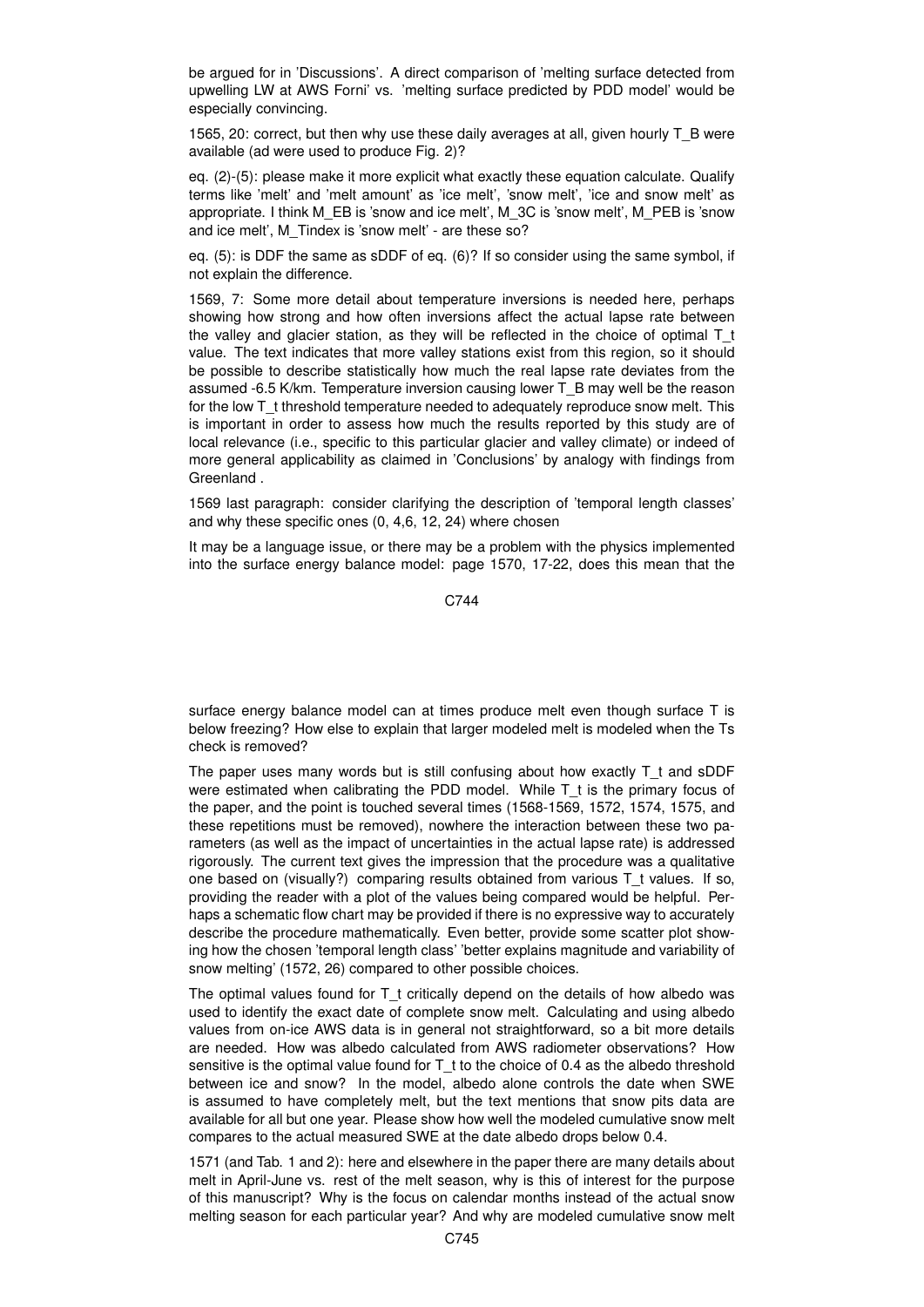be argued for in 'Discussions'. A direct comparison of 'melting surface detected from upwelling LW at AWS Forni' vs. 'melting surface predicted by PDD model' would be especially convincing.

1565, 20: correct, but then why use these daily averages at all, given hourly $T_B$ were available (ad were used to produce Fig. 2)?

eq. (2)-(5): please make it more explicit what exactly these equation calculate. Qualify terms like 'melt' and 'melt amount' as 'ice melt', 'snow melt', 'ice and snow melt' as appropriate. I think $M_{EB}$ is 'snow and ice melt', $M_{3C}$ is 'snow melt', $M_{PEB}$ is 'snow and ice melt', $M_{Tindex}$ is 'snow melt' - are these so?

eq. (5): is DDF the same as sDDF of eq. (6)? If so consider using the same symbol, if not explain the difference.

1569, 7: Some more detail about temperature inversions is needed here, perhaps showing how strong and how often inversions affect the actual lapse rate between the valley and glacier station, as they will be reflected in the choice of optimal $T_t$ value. The text indicates that more valley stations exist from this region, so it should be possible to describe statistically how much the real lapse rate deviates from the assumed -6.5 K/km. Temperature inversion causing lower $T_B$ may well be the reason for the low $T_t$ threshold temperature needed to adequately reproduce snow melt. This is important in order to assess how much the results reported by this study are of local relevance (i.e., specific to this particular glacier and valley climate) or indeed of more general applicability as claimed in 'Conclusions' by analogy with findings from Greenland .

1569 last paragraph: consider clarifying the description of 'temporal length classes' and why these specific ones (0, 4,6, 12, 24) where chosen

It may be a language issue, or there may be a problem with the physics implemented into the surface energy balance model: page 1570, 17-22, does this mean that the surface energy balance model can at times produce melt even though surface T is below freezing? How else to explain that larger modeled melt is modeled when the Ts check is removed?

The paper uses many words but is still confusing about how exactly $T_t$ and sDDF were estimated when calibrating the PDD model. While $T_t$ is the primary focus of the paper, and the point is touched several times (1568-1569, 1572, 1574, 1575, and these repetitions must be removed), nowhere the interaction between these two parameters (as well as the impact of uncertainties in the actual lapse rate) is addressed rigorously. The current text gives the impression that the procedure was a qualitative one based on (visually?) comparing results obtained from various $T_t$ values. If so, providing the reader with a plot of the values being compared would be helpful. Perhaps a schematic flow chart may be provided if there is no expressive way to accurately describe the procedure mathematically. Even better, provide some scatter plot showing how the chosen 'temporal length class' 'better explains magnitude and variability of snow melting' (1572, 26) compared to other possible choices.

The optimal values found for $T_t$ critically depend on the details of how albedo was used to identify the exact date of complete snow melt. Calculating and using albedo values from on-ice AWS data is in general not straightforward, so a bit more details are needed. How was albedo calculated from AWS radiometer observations? How sensitive is the optimal value found for $T_t$ to the choice of 0.4 as the albedo threshold between ice and snow? In the model, albedo alone controls the date when SWE is assumed to have completely melt, but the text mentions that snow pits data are available for all but one year. Please show how well the modeled cumulative snow melt compares to the actual measured SWE at the date albedo drops below 0.4.

1571 (and Tab. 1 and 2): here and elsewhere in the paper there are many details about melt in April-June vs. rest of the melt season, why is this of interest for the purpose of this manuscript? Why is the focus on calendar months instead of the actual snow melting season for each particular year? And why are modeled cumulative snow melt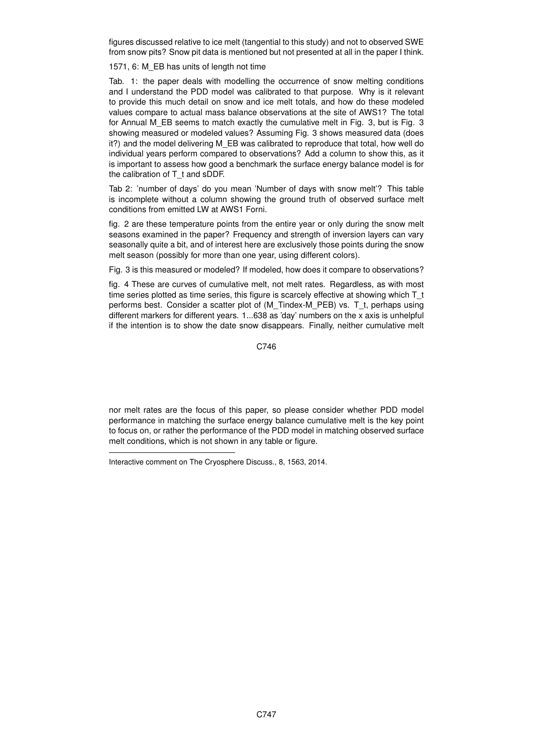figures discussed relative to ice melt (tangential to this study) and not to observed SWE from snow pits? Snow pit data is mentioned but not presented at all in the paper I think.

1571, 6: $M_{EB}$ has units of length not time

Tab. 1: the paper deals with modelling the occurrence of snow melting conditions and I understand the PDD model was calibrated to that purpose. Why is it relevant to provide this much detail on snow and ice melt totals, and how do these modeled values compare to actual mass balance observations at the site of AWS1? The total for Annual $M_{EB}$ seems to match exactly the cumulative melt in Fig. 3, but is Fig. 3 showing measured or modeled values? Assuming Fig. 3 shows measured data (does it?) and the model delivering $M_{EB}$ was calibrated to reproduce that total, how well do individual years perform compared to observations? Add a column to show this, as it is important to assess how good a benchmark the surface energy balance model is for the calibration of $T_t$ and sDDF.

Tab 2: 'number of days' do you mean 'Number of days with snow melt'? This table is incomplete without a column showing the ground truth of observed surface melt conditions from emitted LW at AWS1 Forni.

fig. 2 are these temperature points from the entire year or only during the snow melt seasons examined in the paper? Frequency and strength of inversion layers can vary seasonally quite a bit, and of interest here are exclusively those points during the snow melt season (possibly for more than one year, using different colors).

Fig. 3 is this measured or modeled? If modeled, how does it compare to observations?

fig. 4 These are curves of cumulative melt, not melt rates. Regardless, as with most time series plotted as time series, this figure is scarcely effective at showing which $T_t$ performs best. Consider a scatter plot of ($M_{Tindex}$-$M_{PEB}$) vs. $T_t$, perhaps using different markers for different years. 1...638 as 'day' numbers on the x axis is unhelpful if the intention is to show the date snow disappears. Finally, neither cumulative melt nor melt rates are the focus of this paper, so please consider whether PDD model performance in matching the surface energy balance cumulative melt is the key point to focus on, or rather the performance of the PDD model in matching observed surface melt conditions, which is not shown in any table or figure.

---

Interactive comment on The Cryosphere Discuss., 8, 1563, 2014.